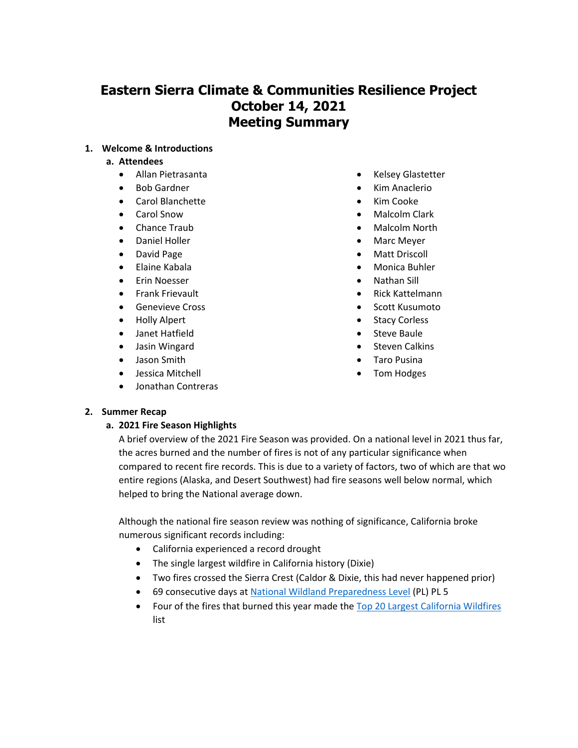# Eastern Sierra Climate & Communities Resilience Project
# October 14, 2021
# Meeting Summary

1. **Welcome & Introductions**
   a. **Attendees**

- Allan Pietrasanta
- Bob Gardner
- Carol Blanchette
- Carol Snow
- Chance Traub
- Daniel Holler
- David Page
- Elaine Kabala
- Erin Noesser
- Frank Frievault
- Genevieve Cross
- Holly Alpert
- Janet Hatfield
- Jasin Wingard
- Jason Smith
- Jessica Mitchell
- Jonathan Contreras
- Kelsey Glastetter
- Kim Anaclerio
- Kim Cooke
- Malcolm Clark
- Malcolm North
- Marc Meyer
- Matt Driscoll
- Monica Buhler
- Nathan Sill
- Rick Kattelmann
- Scott Kusumoto
- Stacy Corless
- Steve Baule
- Steven Calkins
- Taro Pusina
- Tom Hodges

2. **Summer Recap**
   a. **2021 Fire Season Highlights**

A brief overview of the 2021 Fire Season was provided. On a national level in 2021 thus far, the acres burned and the number of fires is not of any particular significance when compared to recent fire records. This is due to a variety of factors, two of which are that wo entire regions (Alaska, and Desert Southwest) had fire seasons well below normal, which helped to bring the National average down.

Although the national fire season review was nothing of significance, California broke numerous significant records including:

- California experienced a record drought
- The single largest wildfire in California history (Dixie)
- Two fires crossed the Sierra Crest (Caldor & Dixie, this had never happened prior)
- 69 consecutive days at National Wildland Preparedness Level (PL) PL 5
- Four of the fires that burned this year made the Top 20 Largest California Wildfires list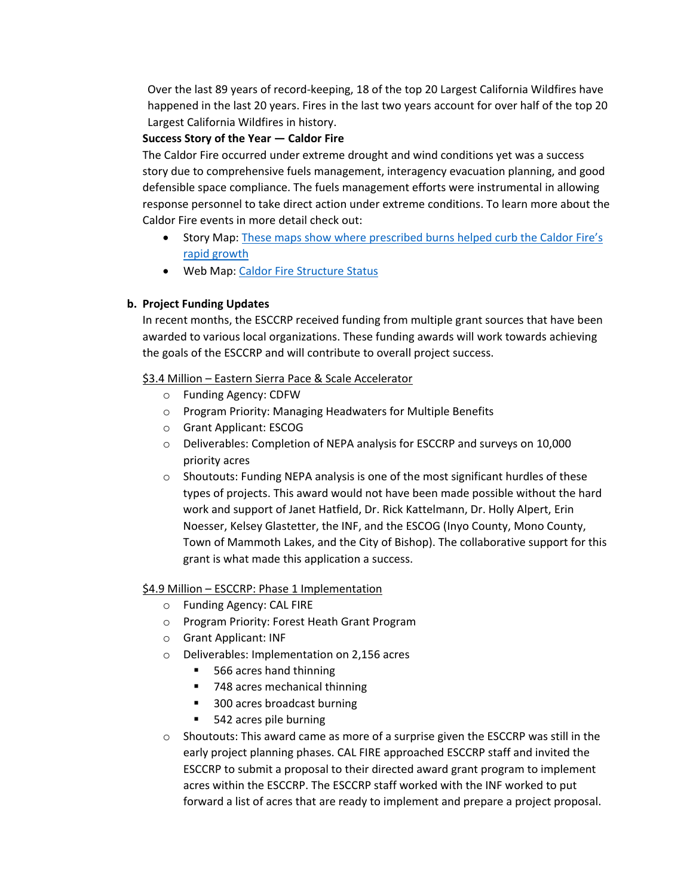Over the last 89 years of record-keeping, 18 of the top 20 Largest California Wildfires have happened in the last 20 years. Fires in the last two years account for over half of the top 20 Largest California Wildfires in history.

**Success Story of the Year — Caldor Fire**

The Caldor Fire occurred under extreme drought and wind conditions yet was a success story due to comprehensive fuels management, interagency evacuation planning, and good defensible space compliance. The fuels management efforts were instrumental in allowing response personnel to take direct action under extreme conditions. To learn more about the Caldor Fire events in more detail check out:

- Story Map: These maps show where prescribed burns helped curb the Caldor Fire's rapid growth
- Web Map: Caldor Fire Structure Status

**b. Project Funding Updates**

In recent months, the ESCCRP received funding from multiple grant sources that have been awarded to various local organizations. These funding awards will work towards achieving the goals of the ESCCRP and will contribute to overall project success.

<u>$3.4 Million – Eastern Sierra Pace & Scale Accelerator</u>

- Funding Agency: CDFW
- Program Priority: Managing Headwaters for Multiple Benefits
- Grant Applicant: ESCOG
- Deliverables: Completion of NEPA analysis for ESCCRP and surveys on 10,000 priority acres
- Shoutouts: Funding NEPA analysis is one of the most significant hurdles of these types of projects. This award would not have been made possible without the hard work and support of Janet Hatfield, Dr. Rick Kattelmann, Dr. Holly Alpert, Erin Noesser, Kelsey Glastetter, the INF, and the ESCOG (Inyo County, Mono County, Town of Mammoth Lakes, and the City of Bishop). The collaborative support for this grant is what made this application a success.

<u>$4.9 Million – ESCCRP: Phase 1 Implementation</u>

- Funding Agency: CAL FIRE
- Program Priority: Forest Heath Grant Program
- Grant Applicant: INF
- Deliverables: Implementation on 2,156 acres
  - 566 acres hand thinning
  - 748 acres mechanical thinning
  - 300 acres broadcast burning
  - 542 acres pile burning
- Shoutouts: This award came as more of a surprise given the ESCCRP was still in the early project planning phases. CAL FIRE approached ESCCRP staff and invited the ESCCRP to submit a proposal to their directed award grant program to implement acres within the ESCCRP. The ESCCRP staff worked with the INF worked to put forward a list of acres that are ready to implement and prepare a project proposal.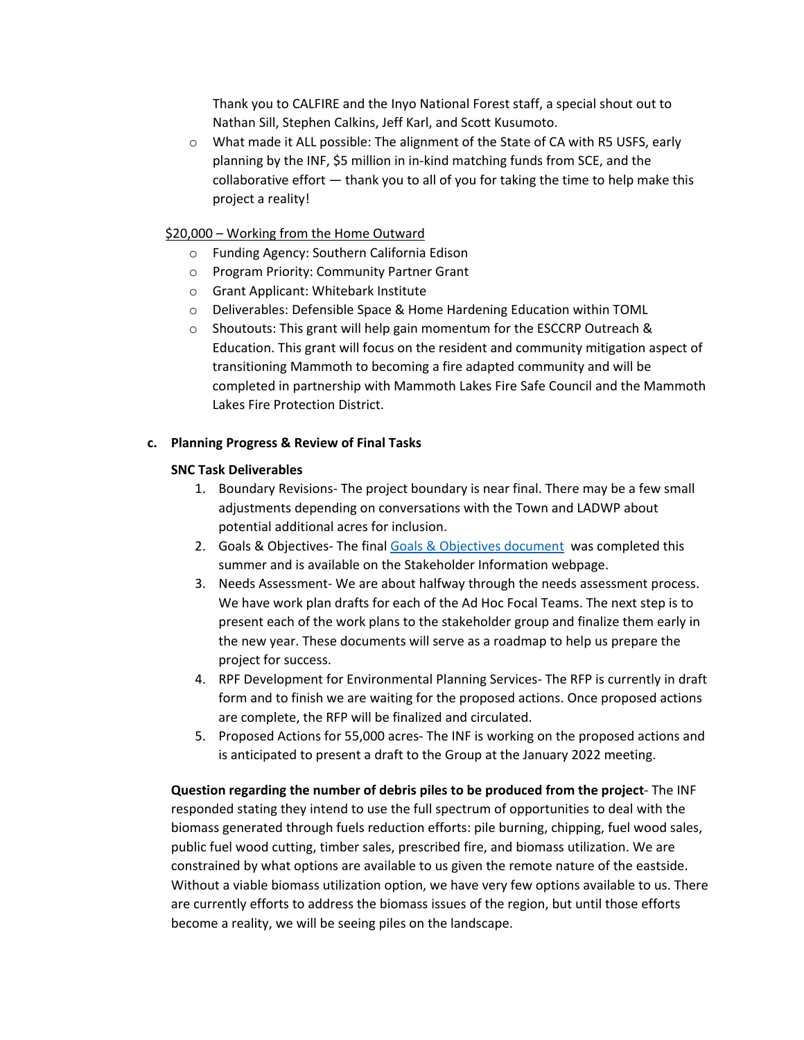Thank you to CALFIRE and the Inyo National Forest staff, a special shout out to Nathan Sill, Stephen Calkins, Jeff Karl, and Scott Kusumoto.

- What made it ALL possible: The alignment of the State of CA with R5 USFS, early planning by the INF, $5 million in in-kind matching funds from SCE, and the collaborative effort — thank you to all of you for taking the time to help make this project a reality!

$20,000 – Working from the Home Outward

- Funding Agency: Southern California Edison
- Program Priority: Community Partner Grant
- Grant Applicant: Whitebark Institute
- Deliverables: Defensible Space & Home Hardening Education within TOML
- Shoutouts: This grant will help gain momentum for the ESCCRP Outreach & Education. This grant will focus on the resident and community mitigation aspect of transitioning Mammoth to becoming a fire adapted community and will be completed in partnership with Mammoth Lakes Fire Safe Council and the Mammoth Lakes Fire Protection District.

**c. Planning Progress & Review of Final Tasks**

**SNC Task Deliverables**

1. Boundary Revisions- The project boundary is near final. There may be a few small adjustments depending on conversations with the Town and LADWP about potential additional acres for inclusion.
2. Goals & Objectives- The final Goals & Objectives document was completed this summer and is available on the Stakeholder Information webpage.
3. Needs Assessment- We are about halfway through the needs assessment process. We have work plan drafts for each of the Ad Hoc Focal Teams. The next step is to present each of the work plans to the stakeholder group and finalize them early in the new year. These documents will serve as a roadmap to help us prepare the project for success.
4. RPF Development for Environmental Planning Services- The RFP is currently in draft form and to finish we are waiting for the proposed actions. Once proposed actions are complete, the RFP will be finalized and circulated.
5. Proposed Actions for 55,000 acres- The INF is working on the proposed actions and is anticipated to present a draft to the Group at the January 2022 meeting.

**Question regarding the number of debris piles to be produced from the project**- The INF responded stating they intend to use the full spectrum of opportunities to deal with the biomass generated through fuels reduction efforts: pile burning, chipping, fuel wood sales, public fuel wood cutting, timber sales, prescribed fire, and biomass utilization. We are constrained by what options are available to us given the remote nature of the eastside. Without a viable biomass utilization option, we have very few options available to us. There are currently efforts to address the biomass issues of the region, but until those efforts become a reality, we will be seeing piles on the landscape.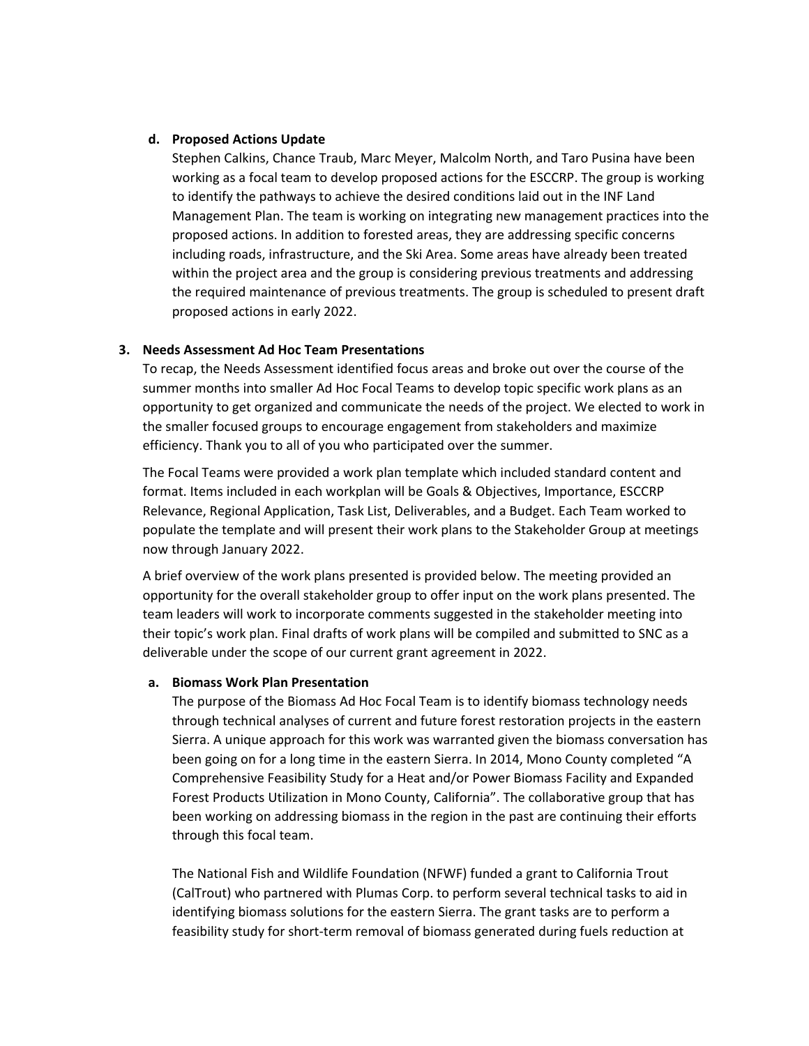**d. Proposed Actions Update**

Stephen Calkins, Chance Traub, Marc Meyer, Malcolm North, and Taro Pusina have been working as a focal team to develop proposed actions for the ESCCRP. The group is working to identify the pathways to achieve the desired conditions laid out in the INF Land Management Plan. The team is working on integrating new management practices into the proposed actions. In addition to forested areas, they are addressing specific concerns including roads, infrastructure, and the Ski Area. Some areas have already been treated within the project area and the group is considering previous treatments and addressing the required maintenance of previous treatments. The group is scheduled to present draft proposed actions in early 2022.

## 3. Needs Assessment Ad Hoc Team Presentations

To recap, the Needs Assessment identified focus areas and broke out over the course of the summer months into smaller Ad Hoc Focal Teams to develop topic specific work plans as an opportunity to get organized and communicate the needs of the project. We elected to work in the smaller focused groups to encourage engagement from stakeholders and maximize efficiency. Thank you to all of you who participated over the summer.

The Focal Teams were provided a work plan template which included standard content and format. Items included in each workplan will be Goals & Objectives, Importance, ESCCRP Relevance, Regional Application, Task List, Deliverables, and a Budget. Each Team worked to populate the template and will present their work plans to the Stakeholder Group at meetings now through January 2022.

A brief overview of the work plans presented is provided below. The meeting provided an opportunity for the overall stakeholder group to offer input on the work plans presented. The team leaders will work to incorporate comments suggested in the stakeholder meeting into their topic's work plan. Final drafts of work plans will be compiled and submitted to SNC as a deliverable under the scope of our current grant agreement in 2022.

**a. Biomass Work Plan Presentation**

The purpose of the Biomass Ad Hoc Focal Team is to identify biomass technology needs through technical analyses of current and future forest restoration projects in the eastern Sierra. A unique approach for this work was warranted given the biomass conversation has been going on for a long time in the eastern Sierra. In 2014, Mono County completed "A Comprehensive Feasibility Study for a Heat and/or Power Biomass Facility and Expanded Forest Products Utilization in Mono County, California". The collaborative group that has been working on addressing biomass in the region in the past are continuing their efforts through this focal team.

The National Fish and Wildlife Foundation (NFWF) funded a grant to California Trout (CalTrout) who partnered with Plumas Corp. to perform several technical tasks to aid in identifying biomass solutions for the eastern Sierra. The grant tasks are to perform a feasibility study for short-term removal of biomass generated during fuels reduction at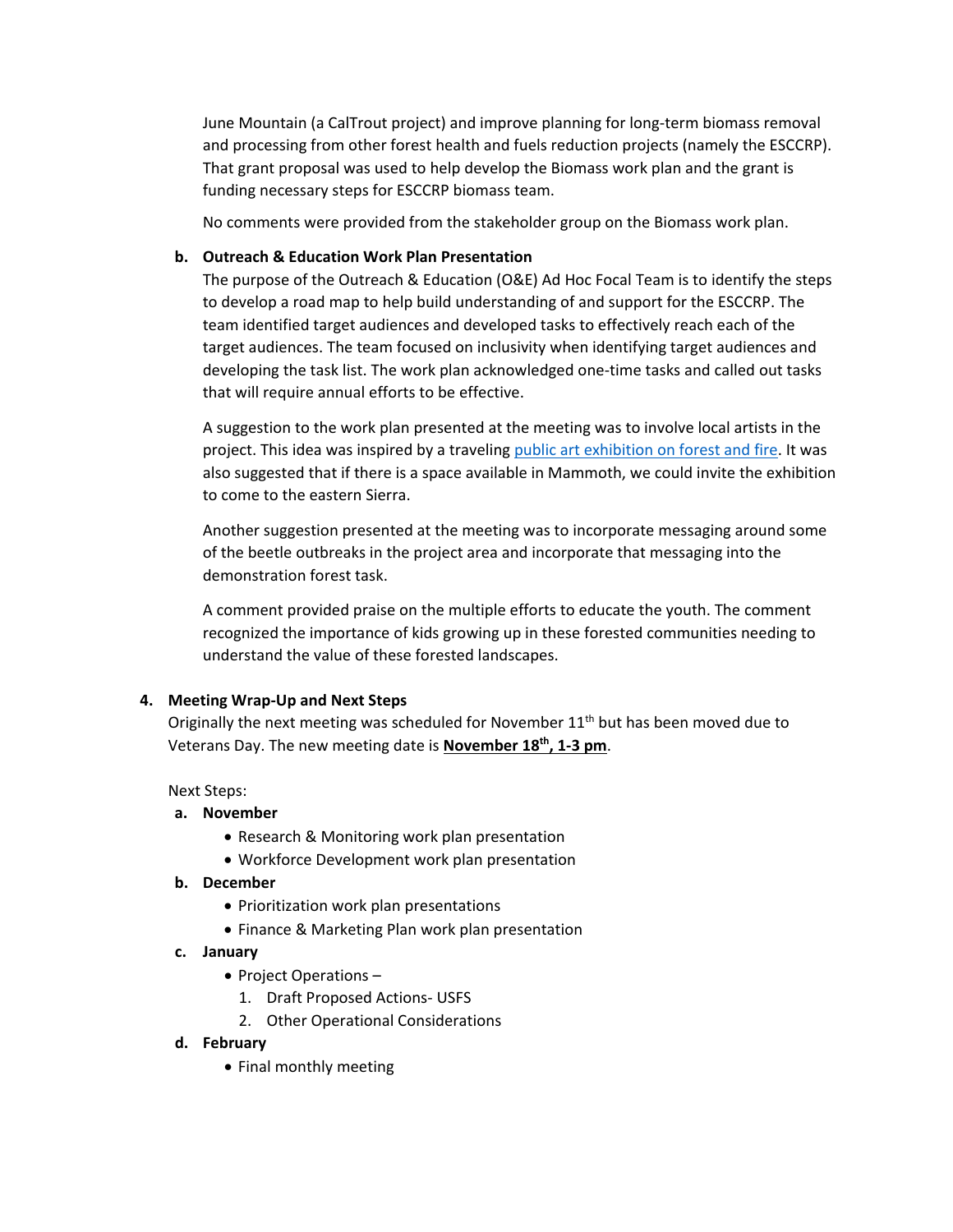June Mountain (a CalTrout project) and improve planning for long-term biomass removal and processing from other forest health and fuels reduction projects (namely the ESCCRP). That grant proposal was used to help develop the Biomass work plan and the grant is funding necessary steps for ESCCRP biomass team.

No comments were provided from the stakeholder group on the Biomass work plan.

**b. Outreach & Education Work Plan Presentation**

The purpose of the Outreach & Education (O&E) Ad Hoc Focal Team is to identify the steps to develop a road map to help build understanding of and support for the ESCCRP. The team identified target audiences and developed tasks to effectively reach each of the target audiences. The team focused on inclusivity when identifying target audiences and developing the task list. The work plan acknowledged one-time tasks and called out tasks that will require annual efforts to be effective.

A suggestion to the work plan presented at the meeting was to involve local artists in the project. This idea was inspired by a traveling public art exhibition on forest and fire. It was also suggested that if there is a space available in Mammoth, we could invite the exhibition to come to the eastern Sierra.

Another suggestion presented at the meeting was to incorporate messaging around some of the beetle outbreaks in the project area and incorporate that messaging into the demonstration forest task.

A comment provided praise on the multiple efforts to educate the youth. The comment recognized the importance of kids growing up in these forested communities needing to understand the value of these forested landscapes.

**4. Meeting Wrap-Up and Next Steps**

Originally the next meeting was scheduled for November 11th but has been moved due to Veterans Day. The new meeting date is **November 18th, 1-3 pm**.

Next Steps:

**a. November**
- Research & Monitoring work plan presentation
- Workforce Development work plan presentation

**b. December**
- Prioritization work plan presentations
- Finance & Marketing Plan work plan presentation

**c. January**
- Project Operations –
  1. Draft Proposed Actions- USFS
  2. Other Operational Considerations

**d. February**
- Final monthly meeting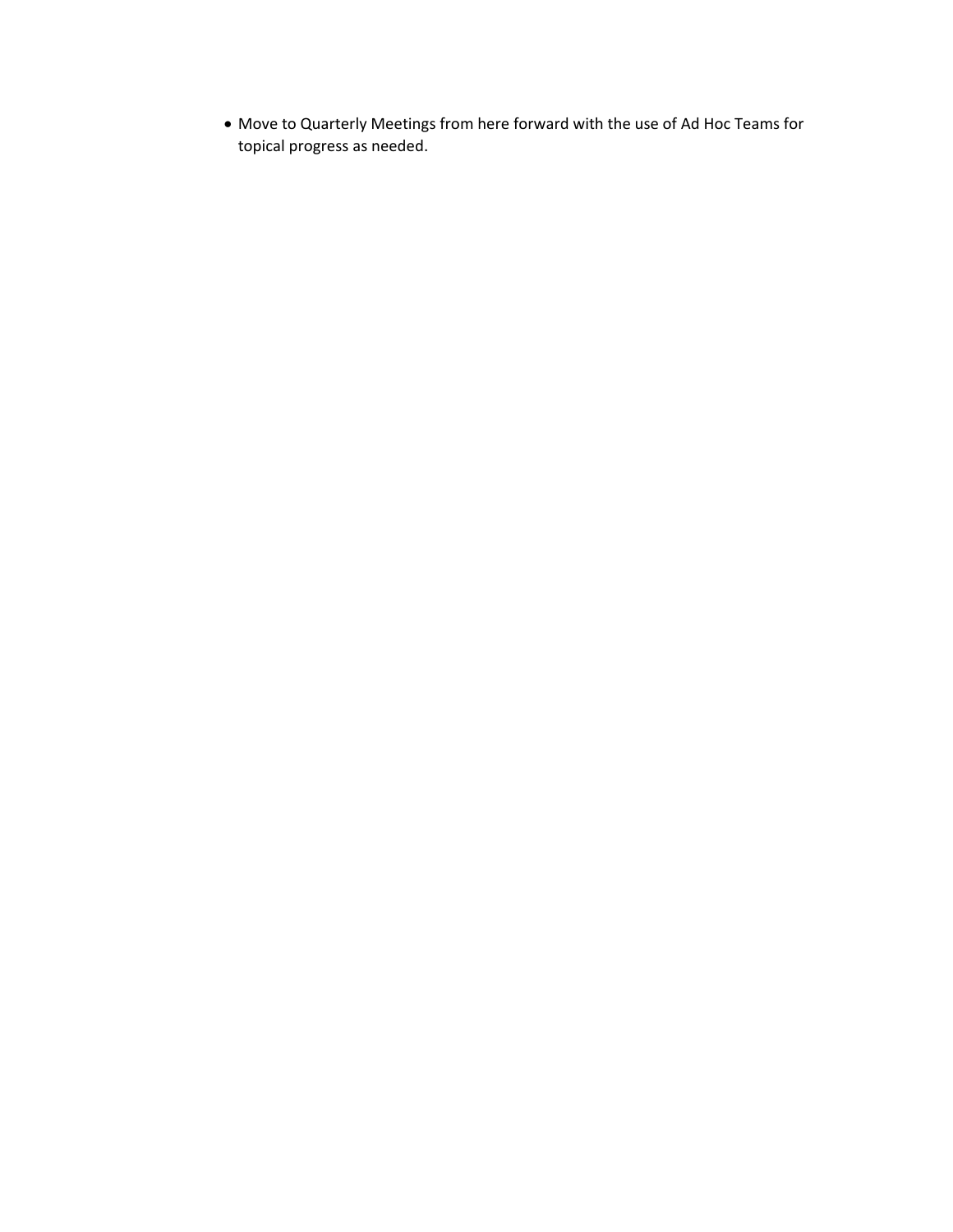- Move to Quarterly Meetings from here forward with the use of Ad Hoc Teams for topical progress as needed.